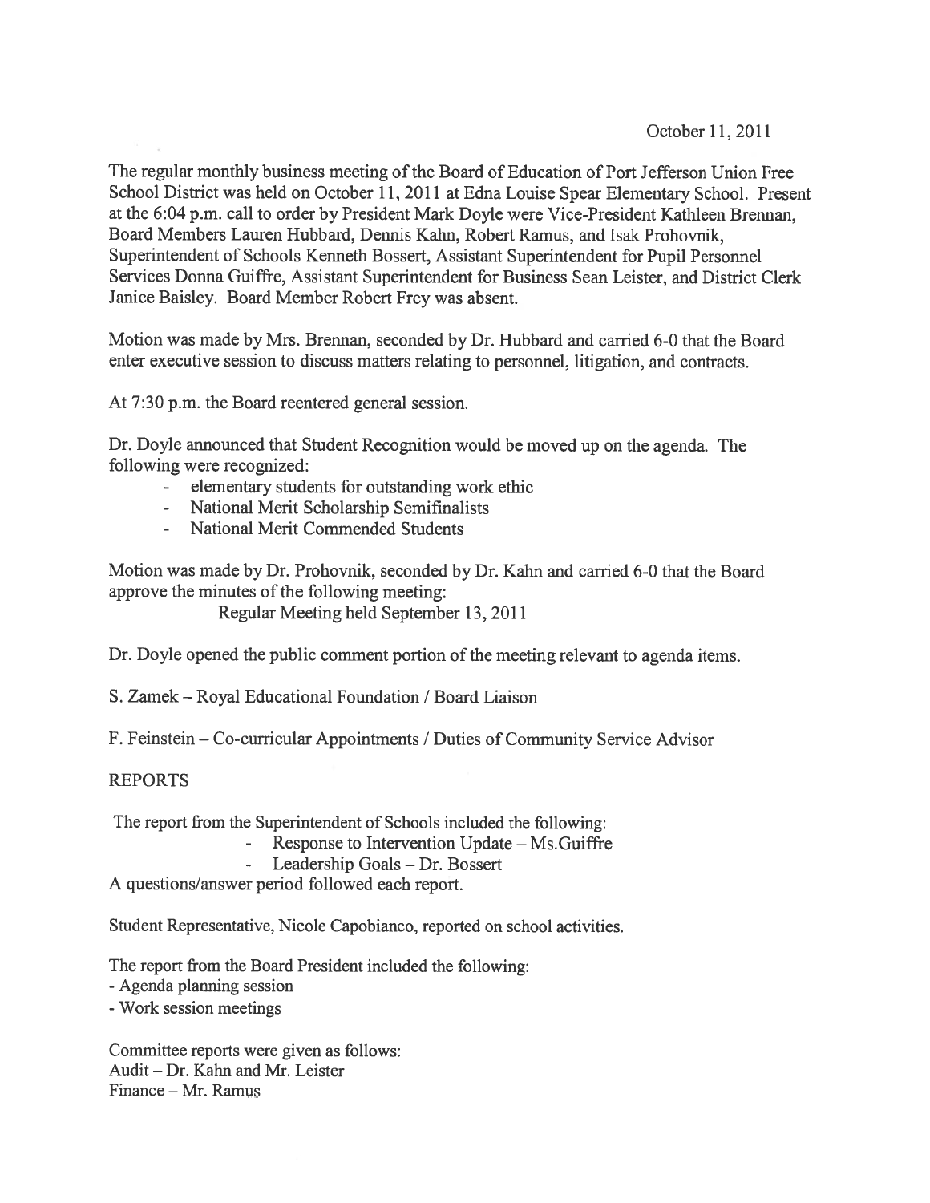October 11, 2011

The regular monthly business meeting of the Board of Education of Port Jefferson Union Free School District was held on October 11, 2011 at Edna Louise Spear Elementary School. Present at the 6:04 p.m. call to order by President Mark Doyle were Vice-President Kathleen Brennan, Board Members Lauren Hubbard, Dennis Kahn, Robert Ramus, and Isak Prohovnik, Superintendent of Schools Kenneth Bossert, Assistant Superintendent for Pupil Personnel Services Donna Guiffre, Assistant Superintendent for Business Sean Leister, and District Clerk Janice Baisley. Board Member Robert Frey was absent.

Motion was made by Mrs. Brennan, seconded by Dr. Hubbard and carried 6-0 that the Board enter executive session to discuss matters relating to personnel, litigation, and contracts.

At 7:30 p.m. the Board reentered general session.

Dr. Doyle announced that Student Recognition would be moved up on the agenda. The following were recognized:

- elementary students for outstanding work ethic
- National Merit Scholarship Semifinalists
- National Merit Commended Students

Motion was made by Dr. Prohovnik, seconded by Dr. Kahn and carried 6-0 that the Board approve the minutes of the following meeting:

Regular Meeting held September 13, 2011

Dr. Doyle opened the public comment portion of the meeting relevant to agenda items.

S. Zamek – Royal Educational Foundation / Board Liaison

F. Feinstein – Co-curricular Appointments / Duties of Community Service Advisor

REPORTS

The report from the Superintendent of Schools included the following:

- Response to Intervention Update – Ms.Guiffre
- Leadership Goals – Dr. Bossert

A questions/answer period followed each report.

Student Representative, Nicole Capobianco, reported on school activities.

The report from the Board President included the following:

- Agenda planning session
- Work session meetings

Committee reports were given as follows:
Audit – Dr. Kahn and Mr. Leister
Finance – Mr. Ramus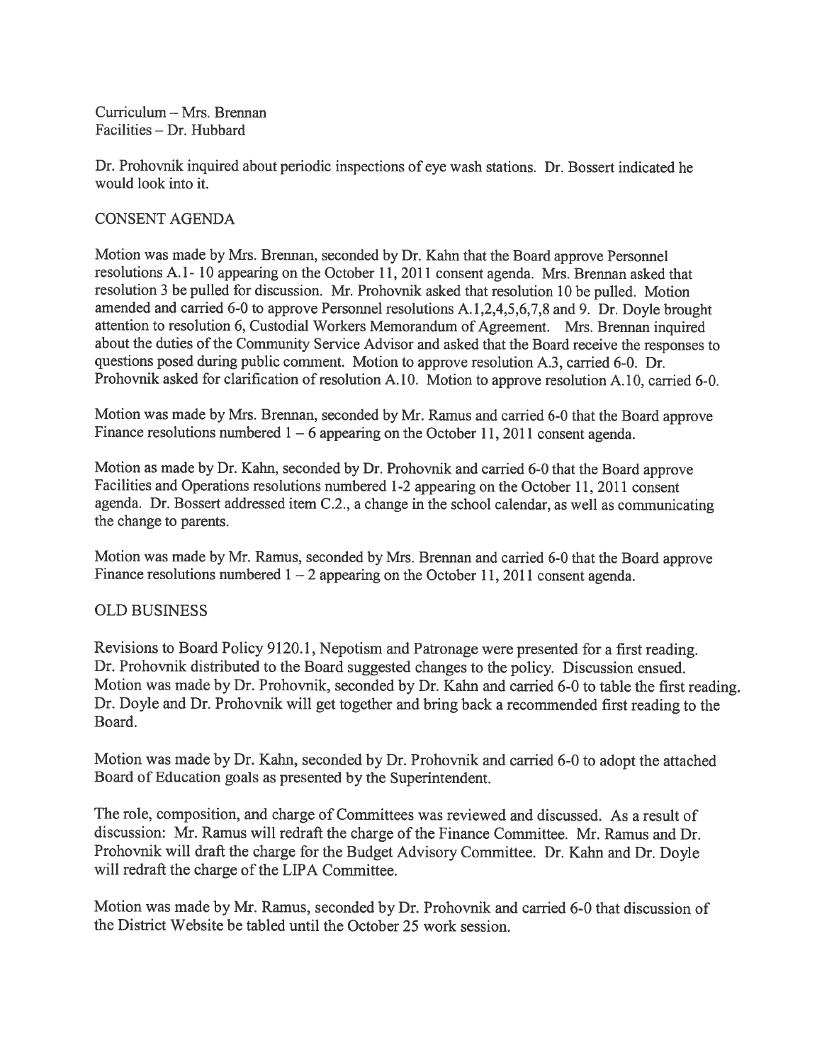Curriculum – Mrs. Brennan
Facilities – Dr. Hubbard

Dr. Prohovnik inquired about periodic inspections of eye wash stations. Dr. Bossert indicated he would look into it.

## CONSENT AGENDA

Motion was made by Mrs. Brennan, seconded by Dr. Kahn that the Board approve Personnel resolutions A.1- 10 appearing on the October 11, 2011 consent agenda. Mrs. Brennan asked that resolution 3 be pulled for discussion. Mr. Prohovnik asked that resolution 10 be pulled. Motion amended and carried 6-0 to approve Personnel resolutions A.1,2,4,5,6,7,8 and 9. Dr. Doyle brought attention to resolution 6, Custodial Workers Memorandum of Agreement. Mrs. Brennan inquired about the duties of the Community Service Advisor and asked that the Board receive the responses to questions posed during public comment. Motion to approve resolution A.3, carried 6-0. Dr. Prohovnik asked for clarification of resolution A.10. Motion to approve resolution A.10, carried 6-0.

Motion was made by Mrs. Brennan, seconded by Mr. Ramus and carried 6-0 that the Board approve Finance resolutions numbered 1 – 6 appearing on the October 11, 2011 consent agenda.

Motion as made by Dr. Kahn, seconded by Dr. Prohovnik and carried 6-0 that the Board approve Facilities and Operations resolutions numbered 1-2 appearing on the October 11, 2011 consent agenda. Dr. Bossert addressed item C.2., a change in the school calendar, as well as communicating the change to parents.

Motion was made by Mr. Ramus, seconded by Mrs. Brennan and carried 6-0 that the Board approve Finance resolutions numbered 1 – 2 appearing on the October 11, 2011 consent agenda.

## OLD BUSINESS

Revisions to Board Policy 9120.1, Nepotism and Patronage were presented for a first reading. Dr. Prohovnik distributed to the Board suggested changes to the policy. Discussion ensued. Motion was made by Dr. Prohovnik, seconded by Dr. Kahn and carried 6-0 to table the first reading. Dr. Doyle and Dr. Prohovnik will get together and bring back a recommended first reading to the Board.

Motion was made by Dr. Kahn, seconded by Dr. Prohovnik and carried 6-0 to adopt the attached Board of Education goals as presented by the Superintendent.

The role, composition, and charge of Committees was reviewed and discussed. As a result of discussion: Mr. Ramus will redraft the charge of the Finance Committee. Mr. Ramus and Dr. Prohovnik will draft the charge for the Budget Advisory Committee. Dr. Kahn and Dr. Doyle will redraft the charge of the LIPA Committee.

Motion was made by Mr. Ramus, seconded by Dr. Prohovnik and carried 6-0 that discussion of the District Website be tabled until the October 25 work session.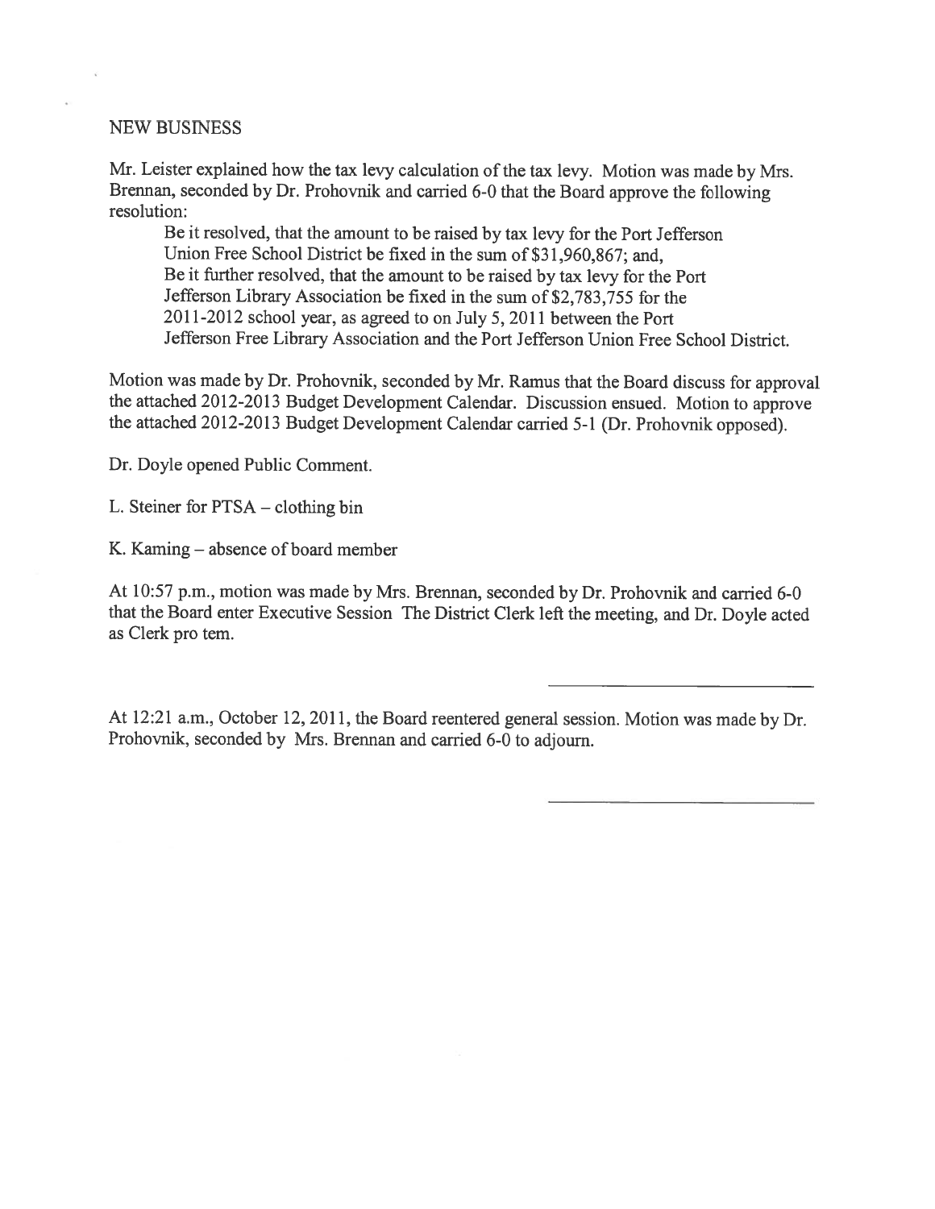## NEW BUSINESS

Mr. Leister explained how the tax levy calculation of the tax levy. Motion was made by Mrs. Brennan, seconded by Dr. Prohovnik and carried 6-0 that the Board approve the following resolution:

> Be it resolved, that the amount to be raised by tax levy for the Port Jefferson Union Free School District be fixed in the sum of $31,960,867; and,
> Be it further resolved, that the amount to be raised by tax levy for the Port Jefferson Library Association be fixed in the sum of $2,783,755 for the 2011-2012 school year, as agreed to on July 5, 2011 between the Port Jefferson Free Library Association and the Port Jefferson Union Free School District.

Motion was made by Dr. Prohovnik, seconded by Mr. Ramus that the Board discuss for approval the attached 2012-2013 Budget Development Calendar. Discussion ensued. Motion to approve the attached 2012-2013 Budget Development Calendar carried 5-1 (Dr. Prohovnik opposed).

Dr. Doyle opened Public Comment.

L. Steiner for PTSA – clothing bin

K. Kaming – absence of board member

At 10:57 p.m., motion was made by Mrs. Brennan, seconded by Dr. Prohovnik and carried 6-0 that the Board enter Executive Session The District Clerk left the meeting, and Dr. Doyle acted as Clerk pro tem.

\_\_\_\_\_\_\_\_\_\_\_\_\_\_\_\_\_\_\_\_\_\_\_\_\_\_\_\_

At 12:21 a.m., October 12, 2011, the Board reentered general session. Motion was made by Dr. Prohovnik, seconded by Mrs. Brennan and carried 6-0 to adjourn.

\_\_\_\_\_\_\_\_\_\_\_\_\_\_\_\_\_\_\_\_\_\_\_\_\_\_\_\_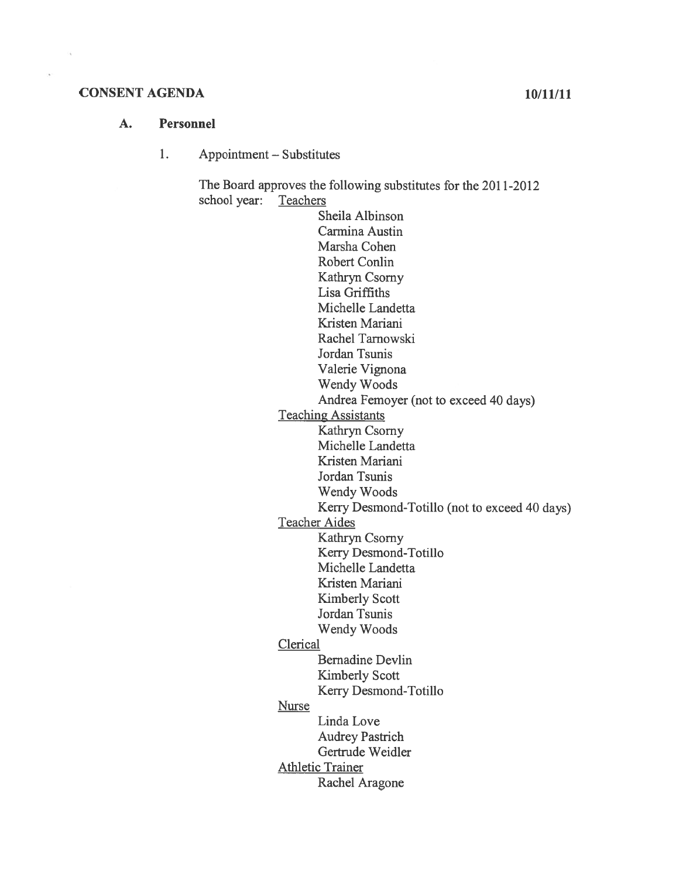**CONSENT AGENDA** **10/11/11**

**A. Personnel**

1. Appointment – Substitutes

The Board approves the following substitutes for the 2011-2012 school year:

Teachers
- Sheila Albinson
- Carmina Austin
- Marsha Cohen
- Robert Conlin
- Kathryn Csorny
- Lisa Griffiths
- Michelle Landetta
- Kristen Mariani
- Rachel Tarnowski
- Jordan Tsunis
- Valerie Vignona
- Wendy Woods
- Andrea Femoyer (not to exceed 40 days)

Teaching Assistants
- Kathryn Csorny
- Michelle Landetta
- Kristen Mariani
- Jordan Tsunis
- Wendy Woods
- Kerry Desmond-Totillo (not to exceed 40 days)

Teacher Aides
- Kathryn Csorny
- Kerry Desmond-Totillo
- Michelle Landetta
- Kristen Mariani
- Kimberly Scott
- Jordan Tsunis
- Wendy Woods

Clerical
- Bernadine Devlin
- Kimberly Scott
- Kerry Desmond-Totillo

Nurse
- Linda Love
- Audrey Pastrich
- Gertrude Weidler

Athletic Trainer
- Rachel Aragone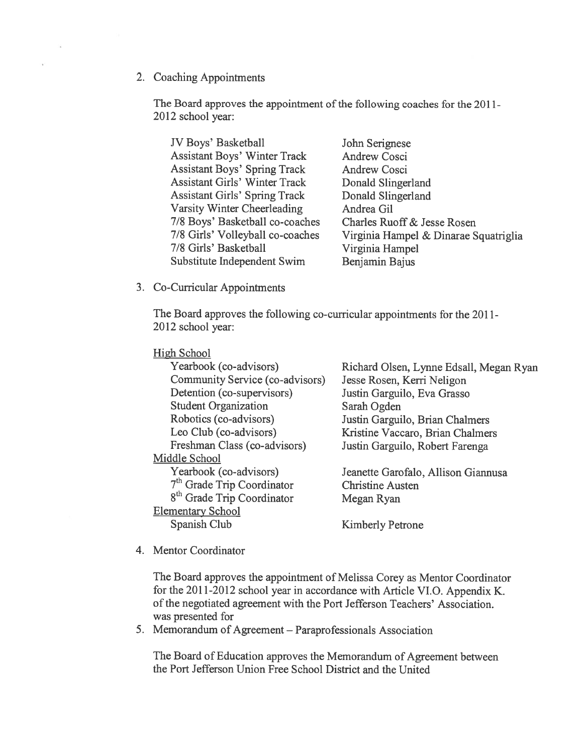2. Coaching Appointments

   The Board approves the appointment of the following coaches for the 2011-2012 school year:

| | |
|---|---|
| JV Boys' Basketball | John Serignese |
| Assistant Boys' Winter Track | Andrew Cosci |
| Assistant Boys' Spring Track | Andrew Cosci |
| Assistant Girls' Winter Track | Donald Slingerland |
| Assistant Girls' Spring Track | Donald Slingerland |
| Varsity Winter Cheerleading | Andrea Gil |
| 7/8 Boys' Basketball co-coaches | Charles Ruoff & Jesse Rosen |
| 7/8 Girls' Volleyball co-coaches | Virginia Hampel & Dinarae Squatriglia |
| 7/8 Girls' Basketball | Virginia Hampel |
| Substitute Independent Swim | Benjamin Bajus |

3. Co-Curricular Appointments

   The Board approves the following co-curricular appointments for the 2011-2012 school year:

| | |
|---|---|
| <u>High School</u> | |
| Yearbook (co-advisors) | Richard Olsen, Lynne Edsall, Megan Ryan |
| Community Service (co-advisors) | Jesse Rosen, Kerri Neligon |
| Detention (co-supervisors) | Justin Garguilo, Eva Grasso |
| Student Organization | Sarah Ogden |
| Robotics (co-advisors) | Justin Garguilo, Brian Chalmers |
| Leo Club (co-advisors) | Kristine Vaccaro, Brian Chalmers |
| Freshman Class (co-advisors) | Justin Garguilo, Robert Farenga |
| <u>Middle School</u> | |
| Yearbook (co-advisors) | Jeanette Garofalo, Allison Giannusa |
| 7th Grade Trip Coordinator | Christine Austen |
| 8th Grade Trip Coordinator | Megan Ryan |
| <u>Elementary School</u> | |
| Spanish Club | Kimberly Petrone |

4. Mentor Coordinator

   The Board approves the appointment of Melissa Corey as Mentor Coordinator for the 2011-2012 school year in accordance with Article VI.O. Appendix K. of the negotiated agreement with the Port Jefferson Teachers' Association. was presented for

5. Memorandum of Agreement – Paraprofessionals Association

   The Board of Education approves the Memorandum of Agreement between the Port Jefferson Union Free School District and the United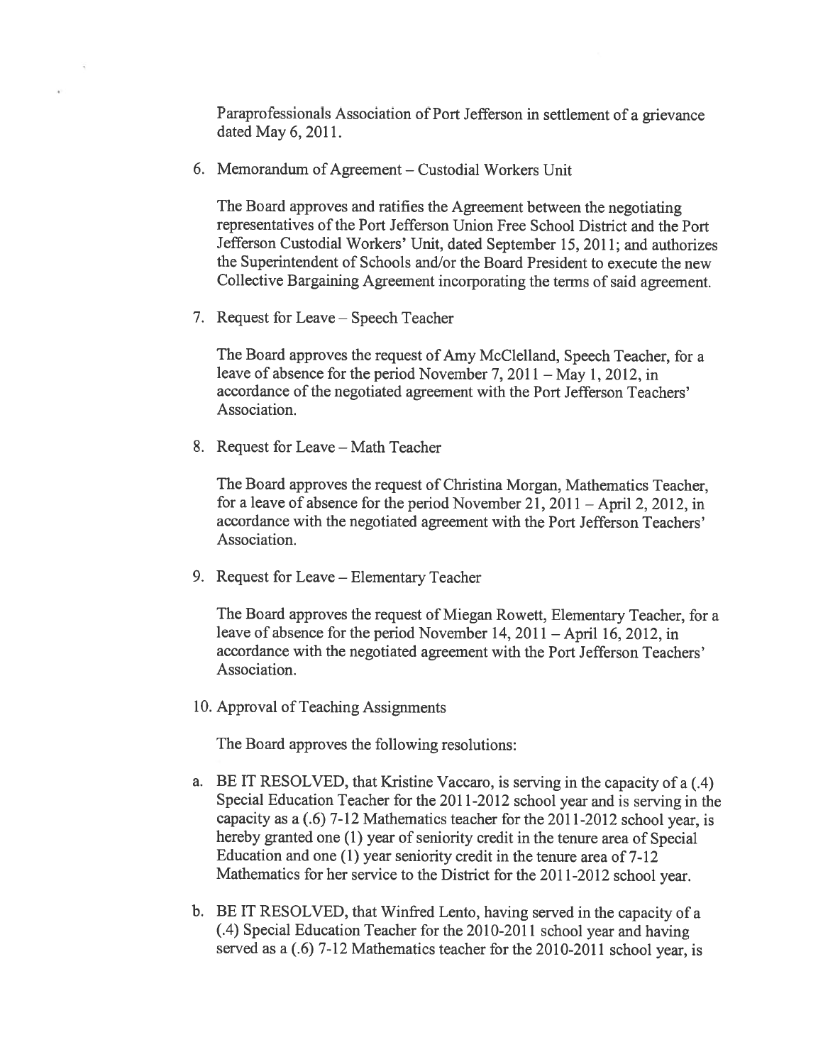Paraprofessionals Association of Port Jefferson in settlement of a grievance dated May 6, 2011.

6. Memorandum of Agreement – Custodial Workers Unit

   The Board approves and ratifies the Agreement between the negotiating representatives of the Port Jefferson Union Free School District and the Port Jefferson Custodial Workers' Unit, dated September 15, 2011; and authorizes the Superintendent of Schools and/or the Board President to execute the new Collective Bargaining Agreement incorporating the terms of said agreement.

7. Request for Leave – Speech Teacher

   The Board approves the request of Amy McClelland, Speech Teacher, for a leave of absence for the period November 7, 2011 – May 1, 2012, in accordance of the negotiated agreement with the Port Jefferson Teachers' Association.

8. Request for Leave – Math Teacher

   The Board approves the request of Christina Morgan, Mathematics Teacher, for a leave of absence for the period November 21, 2011 – April 2, 2012, in accordance with the negotiated agreement with the Port Jefferson Teachers' Association.

9. Request for Leave – Elementary Teacher

   The Board approves the request of Miegan Rowett, Elementary Teacher, for a leave of absence for the period November 14, 2011 – April 16, 2012, in accordance with the negotiated agreement with the Port Jefferson Teachers' Association.

10. Approval of Teaching Assignments

    The Board approves the following resolutions:

a. BE IT RESOLVED, that Kristine Vaccaro, is serving in the capacity of a (.4) Special Education Teacher for the 2011-2012 school year and is serving in the capacity as a (.6) 7-12 Mathematics teacher for the 2011-2012 school year, is hereby granted one (1) year of seniority credit in the tenure area of Special Education and one (1) year seniority credit in the tenure area of 7-12 Mathematics for her service to the District for the 2011-2012 school year.

b. BE IT RESOLVED, that Winfred Lento, having served in the capacity of a (.4) Special Education Teacher for the 2010-2011 school year and having served as a (.6) 7-12 Mathematics teacher for the 2010-2011 school year, is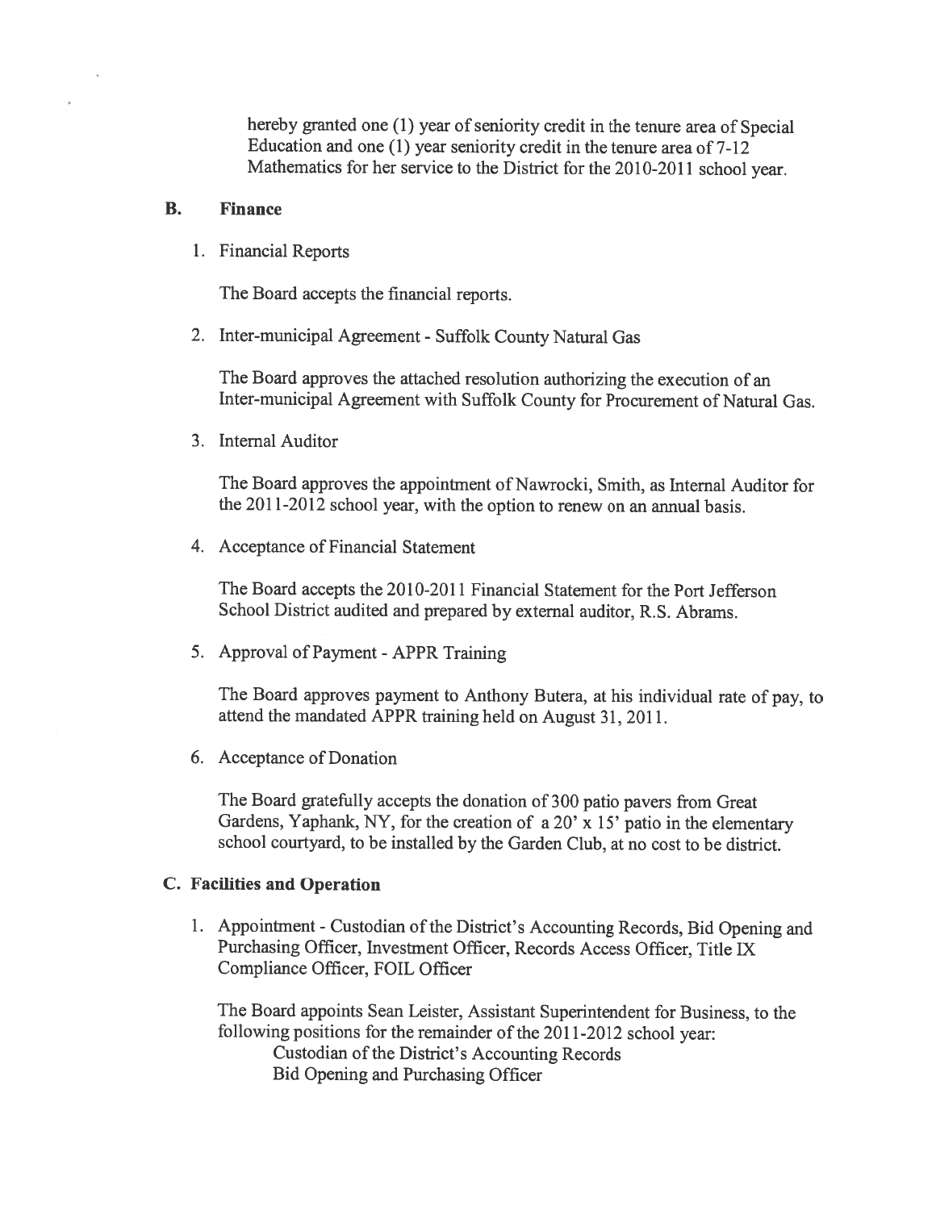hereby granted one (1) year of seniority credit in the tenure area of Special Education and one (1) year seniority credit in the tenure area of 7-12 Mathematics for her service to the District for the 2010-2011 school year.

### B. Finance

1. Financial Reports

   The Board accepts the financial reports.

2. Inter-municipal Agreement - Suffolk County Natural Gas

   The Board approves the attached resolution authorizing the execution of an Inter-municipal Agreement with Suffolk County for Procurement of Natural Gas.

3. Internal Auditor

   The Board approves the appointment of Nawrocki, Smith, as Internal Auditor for the 2011-2012 school year, with the option to renew on an annual basis.

4. Acceptance of Financial Statement

   The Board accepts the 2010-2011 Financial Statement for the Port Jefferson School District audited and prepared by external auditor, R.S. Abrams.

5. Approval of Payment - APPR Training

   The Board approves payment to Anthony Butera, at his individual rate of pay, to attend the mandated APPR training held on August 31, 2011.

6. Acceptance of Donation

   The Board gratefully accepts the donation of 300 patio pavers from Great Gardens, Yaphank, NY, for the creation of a 20' x 15' patio in the elementary school courtyard, to be installed by the Garden Club, at no cost to be district.

### C. Facilities and Operation

1. Appointment - Custodian of the District's Accounting Records, Bid Opening and Purchasing Officer, Investment Officer, Records Access Officer, Title IX Compliance Officer, FOIL Officer

   The Board appoints Sean Leister, Assistant Superintendent for Business, to the following positions for the remainder of the 2011-2012 school year:
   - Custodian of the District's Accounting Records
   - Bid Opening and Purchasing Officer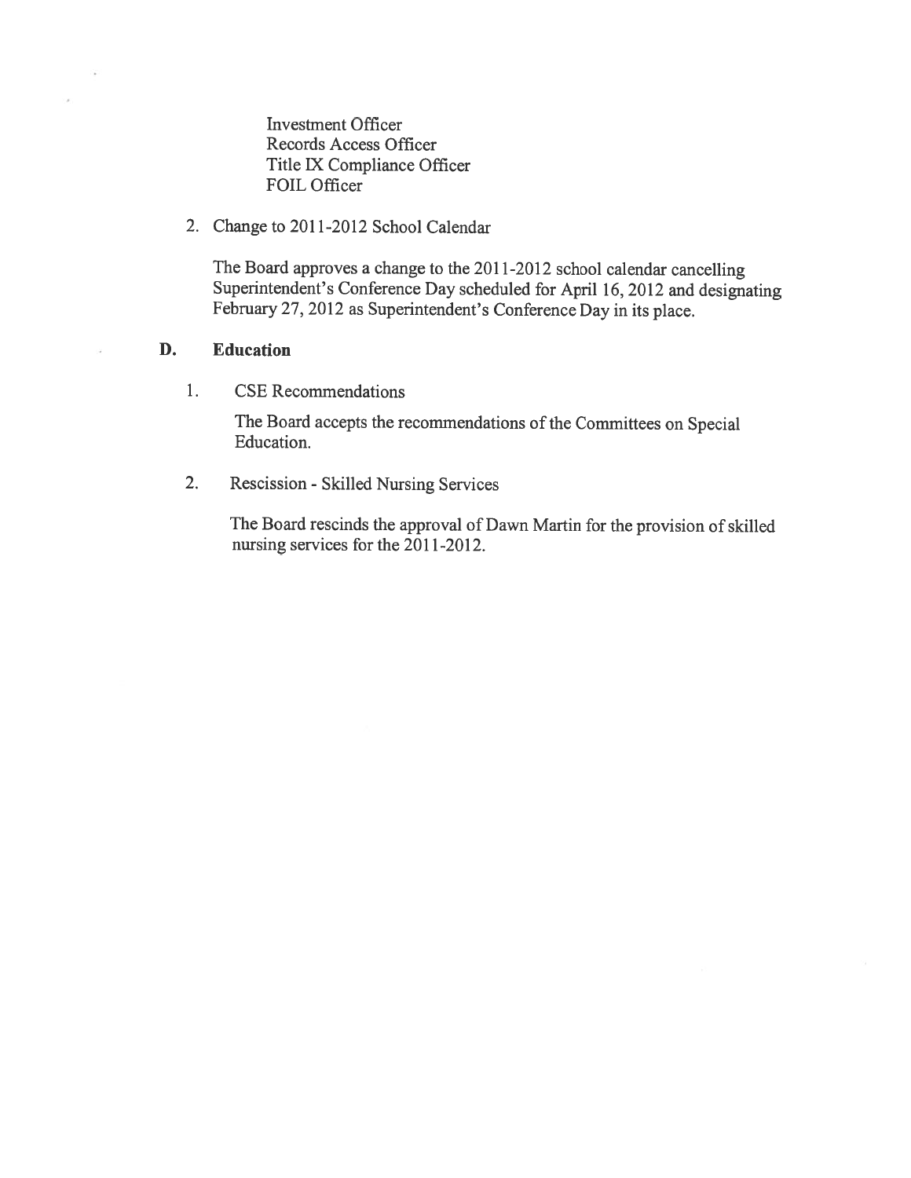Investment Officer
Records Access Officer
Title IX Compliance Officer
FOIL Officer

2. Change to 2011-2012 School Calendar

   The Board approves a change to the 2011-2012 school calendar cancelling Superintendent's Conference Day scheduled for April 16, 2012 and designating February 27, 2012 as Superintendent's Conference Day in its place.

## D. Education

1. CSE Recommendations

   The Board accepts the recommendations of the Committees on Special Education.

2. Rescission - Skilled Nursing Services

   The Board rescinds the approval of Dawn Martin for the provision of skilled nursing services for the 2011-2012.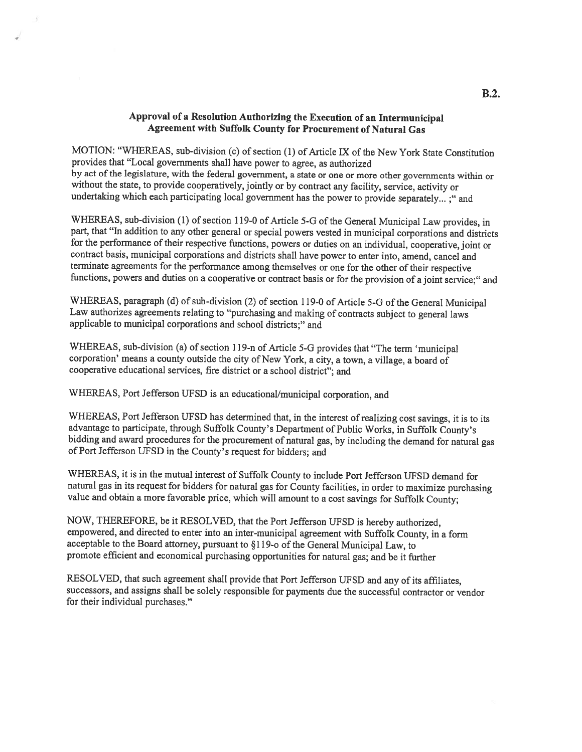B.2.

## Approval of a Resolution Authorizing the Execution of an Intermunicipal Agreement with Suffolk County for Procurement of Natural Gas

MOTION: "WHEREAS, sub-division (c) of section (1) of Article IX of the New York State Constitution provides that "Local governments shall have power to agree, as authorized by act of the legislature, with the federal government, a state or one or more other governments within or without the state, to provide cooperatively, jointly or by contract any facility, service, activity or undertaking which each participating local government has the power to provide separately... ;" and

WHEREAS, sub-division (1) of section 119-0 of Article 5-G of the General Municipal Law provides, in part, that "In addition to any other general or special powers vested in municipal corporations and districts for the performance of their respective functions, powers or duties on an individual, cooperative, joint or contract basis, municipal corporations and districts shall have power to enter into, amend, cancel and terminate agreements for the performance among themselves or one for the other of their respective functions, powers and duties on a cooperative or contract basis or for the provision of a joint service;" and

WHEREAS, paragraph (d) of sub-division (2) of section 119-0 of Article 5-G of the General Municipal Law authorizes agreements relating to "purchasing and making of contracts subject to general laws applicable to municipal corporations and school districts;" and

WHEREAS, sub-division (a) of section 119-n of Article 5-G provides that "The term 'municipal corporation' means a county outside the city of New York, a city, a town, a village, a board of cooperative educational services, fire district or a school district"; and

WHEREAS, Port Jefferson UFSD is an educational/municipal corporation, and

WHEREAS, Port Jefferson UFSD has determined that, in the interest of realizing cost savings, it is to its advantage to participate, through Suffolk County's Department of Public Works, in Suffolk County's bidding and award procedures for the procurement of natural gas, by including the demand for natural gas of Port Jefferson UFSD in the County's request for bidders; and

WHEREAS, it is in the mutual interest of Suffolk County to include Port Jefferson UFSD demand for natural gas in its request for bidders for natural gas for County facilities, in order to maximize purchasing value and obtain a more favorable price, which will amount to a cost savings for Suffolk County;

NOW, THEREFORE, be it RESOLVED, that the Port Jefferson UFSD is hereby authorized, empowered, and directed to enter into an inter-municipal agreement with Suffolk County, in a form acceptable to the Board attorney, pursuant to §119-o of the General Municipal Law, to promote efficient and economical purchasing opportunities for natural gas; and be it further

RESOLVED, that such agreement shall provide that Port Jefferson UFSD and any of its affiliates, successors, and assigns shall be solely responsible for payments due the successful contractor or vendor for their individual purchases."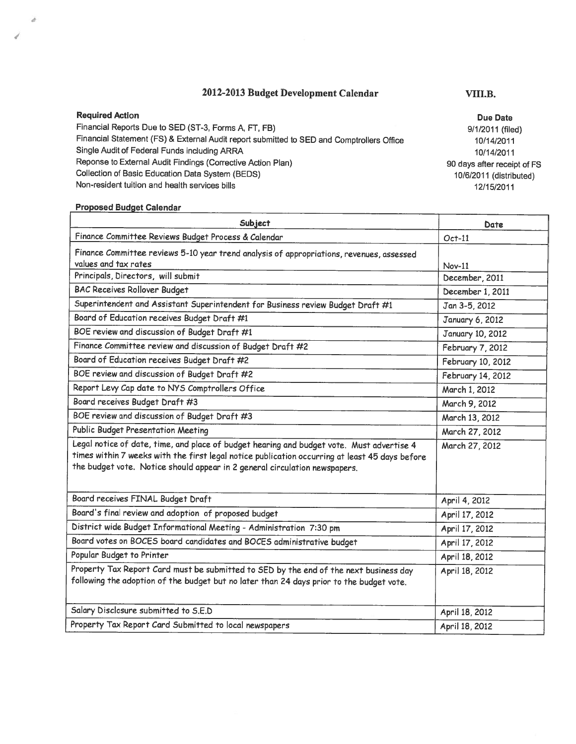# 2012-2013 Budget Development Calendar

**VIII.B.**

| Required Action | Due Date |
|---|---|
| Financial Reports Due to SED (ST-3, Forms A, FT, FB) | 9/1/2011 (filed) |
| Financial Statement (FS) & External Audit report submitted to SED and Comptrollers Office | 10/14/2011 |
| Single Audit of Federal Funds including ARRA | 10/14/2011 |
| Reponse to External Audit Findings (Corrective Action Plan) | 90 days after receipt of FS |
| Collection of Basic Education Data System (BEDS) | 10/6/2011 (distributed) |
| Non-resident tuition and health services bills | 12/15/2011 |

**Proposed Budget Calendar**

| Subject | Date |
|---|---|
| Finance Committee Reviews Budget Process & Calendar | Oct-11 |
| Finance Committee reviews 5-10 year trend analysis of appropriations, revenues, assessed values and tax rates | Nov-11 |
| Principals, Directors, will submit | December, 2011 |
| BAC Receives Rollover Budget | December 1, 2011 |
| Superintendent and Assistant Superintendent for Business review Budget Draft #1 | Jan 3-5, 2012 |
| Board of Education receives Budget Draft #1 | January 6, 2012 |
| BOE review and discussion of Budget Draft #1 | January 10, 2012 |
| Finance Committee review and discussion of Budget Draft #2 | February 7, 2012 |
| Board of Education receives Budget Draft #2 | February 10, 2012 |
| BOE review and discussion of Budget Draft #2 | February 14, 2012 |
| Report Levy Cap date to NYS Comptrollers Office | March 1, 2012 |
| Board receives Budget Draft #3 | March 9, 2012 |
| BOE review and discussion of Budget Draft #3 | March 13, 2012 |
| Public Budget Presentation Meeting | March 27, 2012 |
| Legal notice of date, time, and place of budget hearing and budget vote. Must advertise 4 times within 7 weeks with the first legal notice publication occurring at least 45 days before the budget vote. Notice should appear in 2 general circulation newspapers. | March 27, 2012 |
| Board receives FINAL Budget Draft | April 4, 2012 |
| Board's final review and adoption of proposed budget | April 17, 2012 |
| District wide Budget Informational Meeting - Administration 7:30 pm | April 17, 2012 |
| Board votes on BOCES board candidates and BOCES administrative budget | April 17, 2012 |
| Popular Budget to Printer | April 18, 2012 |
| Property Tax Report Card must be submitted to SED by the end of the next business day following the adoption of the budget but no later than 24 days prior to the budget vote. | April 18, 2012 |
| Salary Disclosure submitted to S.E.D | April 18, 2012 |
| Property Tax Report Card Submitted to local newspapers | April 18, 2012 |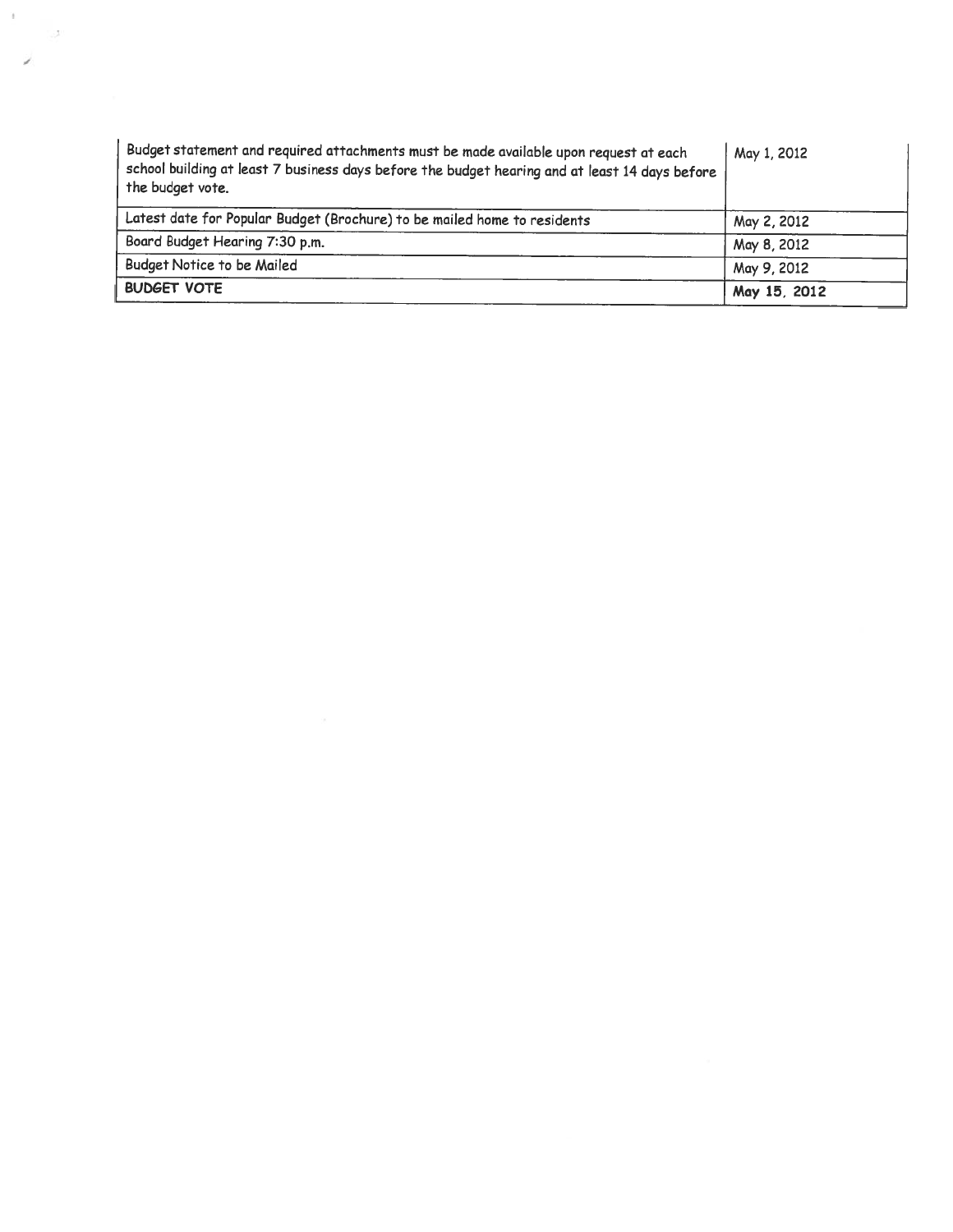| | |
|---|---|
| Budget statement and required attachments must be made available upon request at each school building at least 7 business days before the budget hearing and at least 14 days before the budget vote. | May 1, 2012 |
| Latest date for Popular Budget (Brochure) to be mailed home to residents | May 2, 2012 |
| Board Budget Hearing 7:30 p.m. | May 8, 2012 |
| Budget Notice to be Mailed | May 9, 2012 |
| **BUDGET VOTE** | **May 15, 2012** |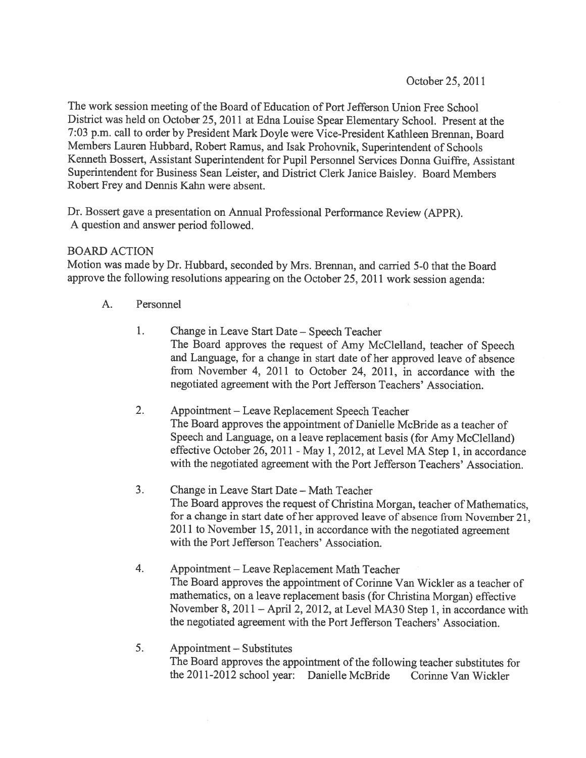October 25, 2011

The work session meeting of the Board of Education of Port Jefferson Union Free School District was held on October 25, 2011 at Edna Louise Spear Elementary School. Present at the 7:03 p.m. call to order by President Mark Doyle were Vice-President Kathleen Brennan, Board Members Lauren Hubbard, Robert Ramus, and Isak Prohovnik, Superintendent of Schools Kenneth Bossert, Assistant Superintendent for Pupil Personnel Services Donna Guiffre, Assistant Superintendent for Business Sean Leister, and District Clerk Janice Baisley. Board Members Robert Frey and Dennis Kahn were absent.

Dr. Bossert gave a presentation on Annual Professional Performance Review (APPR). A question and answer period followed.

BOARD ACTION

Motion was made by Dr. Hubbard, seconded by Mrs. Brennan, and carried 5-0 that the Board approve the following resolutions appearing on the October 25, 2011 work session agenda:

A. Personnel

1. Change in Leave Start Date – Speech Teacher
   The Board approves the request of Amy McClelland, teacher of Speech and Language, for a change in start date of her approved leave of absence from November 4, 2011 to October 24, 2011, in accordance with the negotiated agreement with the Port Jefferson Teachers' Association.

2. Appointment – Leave Replacement Speech Teacher
   The Board approves the appointment of Danielle McBride as a teacher of Speech and Language, on a leave replacement basis (for Amy McClelland) effective October 26, 2011 - May 1, 2012, at Level MA Step 1, in accordance with the negotiated agreement with the Port Jefferson Teachers' Association.

3. Change in Leave Start Date – Math Teacher
   The Board approves the request of Christina Morgan, teacher of Mathematics, for a change in start date of her approved leave of absence from November 21, 2011 to November 15, 2011, in accordance with the negotiated agreement with the Port Jefferson Teachers' Association.

4. Appointment – Leave Replacement Math Teacher
   The Board approves the appointment of Corinne Van Wickler as a teacher of mathematics, on a leave replacement basis (for Christina Morgan) effective November 8, 2011 – April 2, 2012, at Level MA30 Step 1, in accordance with the negotiated agreement with the Port Jefferson Teachers' Association.

5. Appointment – Substitutes
   The Board approves the appointment of the following teacher substitutes for the 2011-2012 school year: Danielle McBride Corinne Van Wickler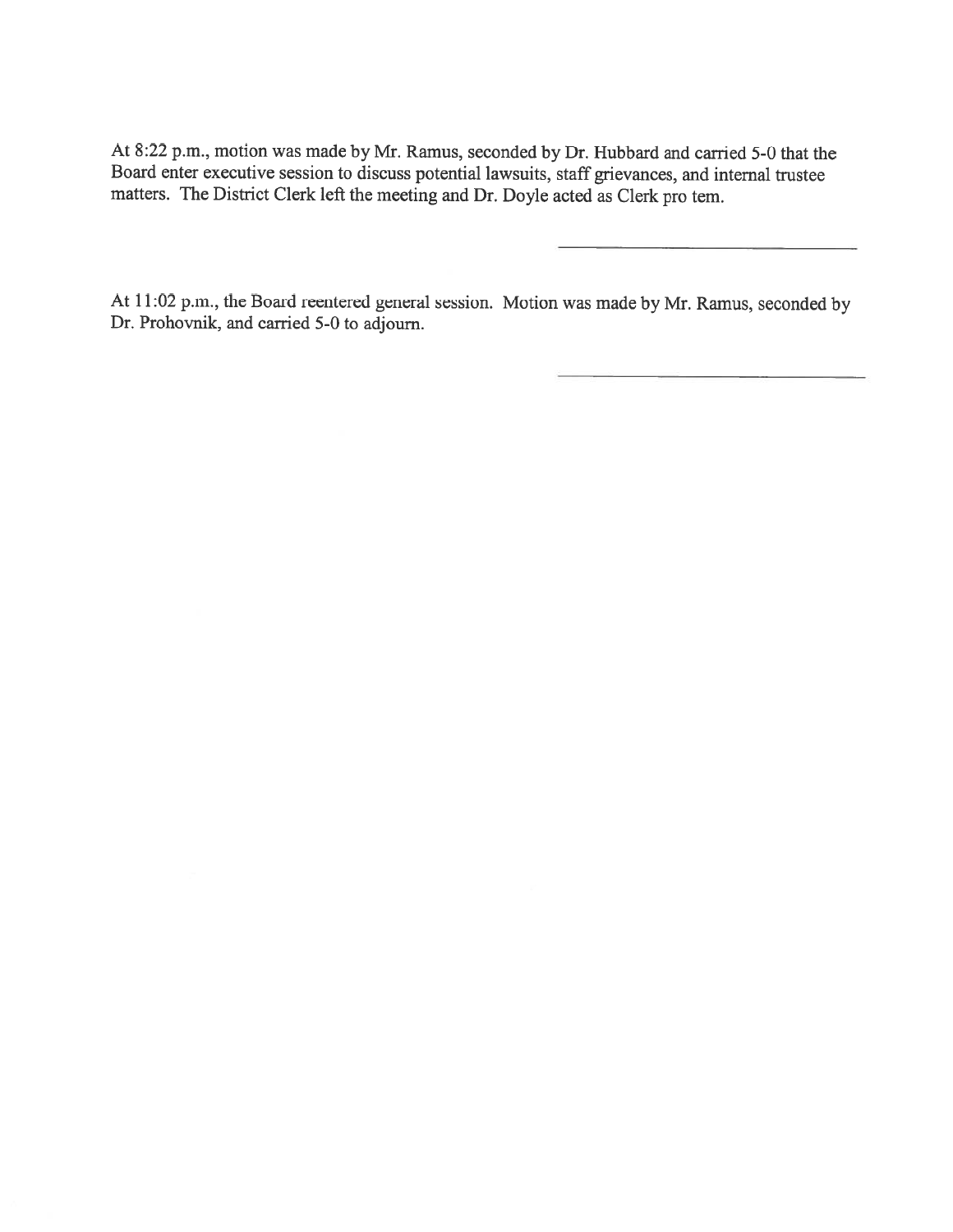At 8:22 p.m., motion was made by Mr. Ramus, seconded by Dr. Hubbard and carried 5-0 that the Board enter executive session to discuss potential lawsuits, staff grievances, and internal trustee matters. The District Clerk left the meeting and Dr. Doyle acted as Clerk pro tem.

\_\_\_\_\_\_\_\_\_\_\_\_\_\_\_\_\_\_\_\_\_\_\_\_\_\_\_\_\_\_

At 11:02 p.m., the Board reentered general session. Motion was made by Mr. Ramus, seconded by Dr. Prohovnik, and carried 5-0 to adjourn.

\_\_\_\_\_\_\_\_\_\_\_\_\_\_\_\_\_\_\_\_\_\_\_\_\_\_\_\_\_\_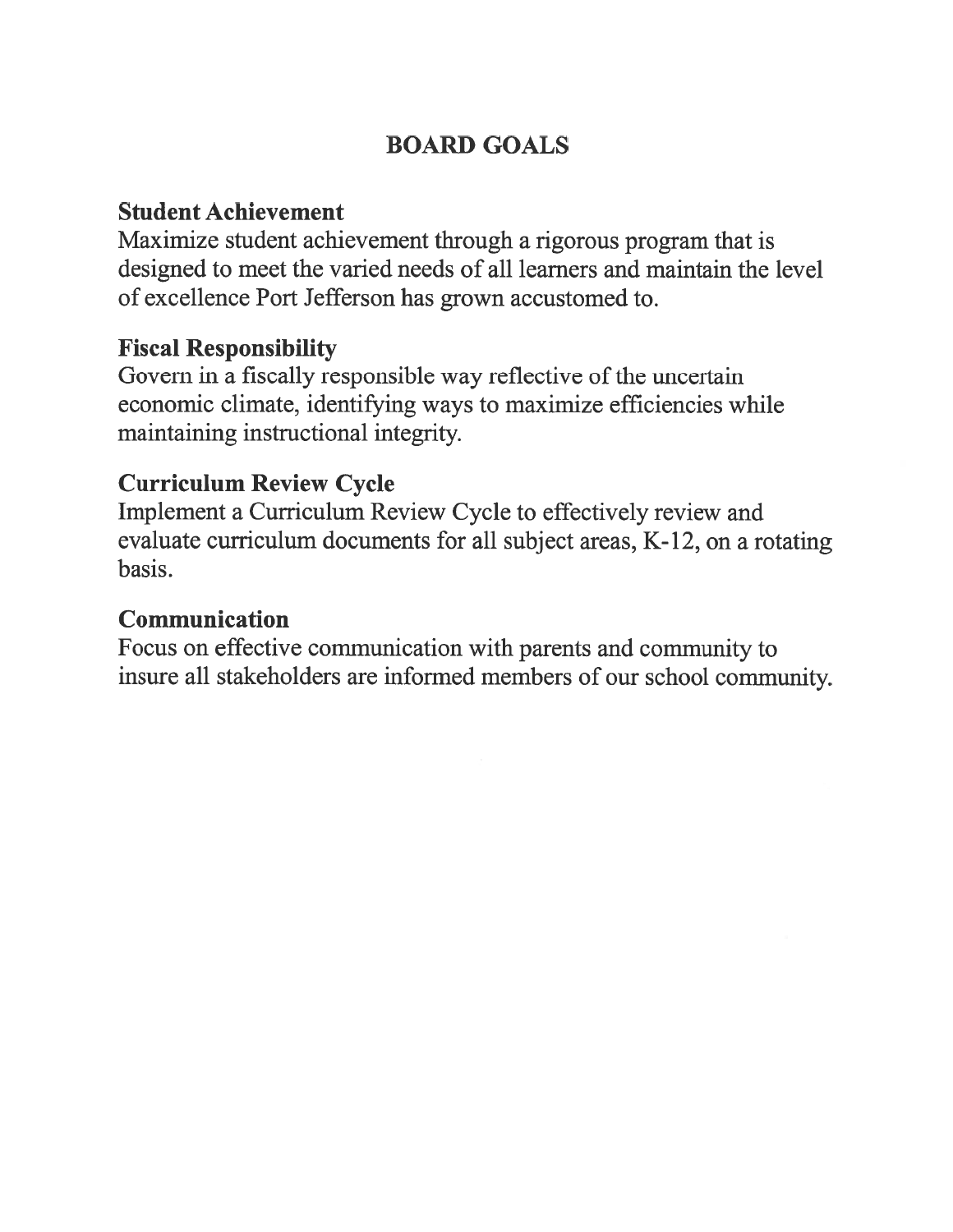# BOARD GOALS

## Student Achievement

Maximize student achievement through a rigorous program that is designed to meet the varied needs of all learners and maintain the level of excellence Port Jefferson has grown accustomed to.

## Fiscal Responsibility

Govern in a fiscally responsible way reflective of the uncertain economic climate, identifying ways to maximize efficiencies while maintaining instructional integrity.

## Curriculum Review Cycle

Implement a Curriculum Review Cycle to effectively review and evaluate curriculum documents for all subject areas, K-12, on a rotating basis.

## Communication

Focus on effective communication with parents and community to insure all stakeholders are informed members of our school community.